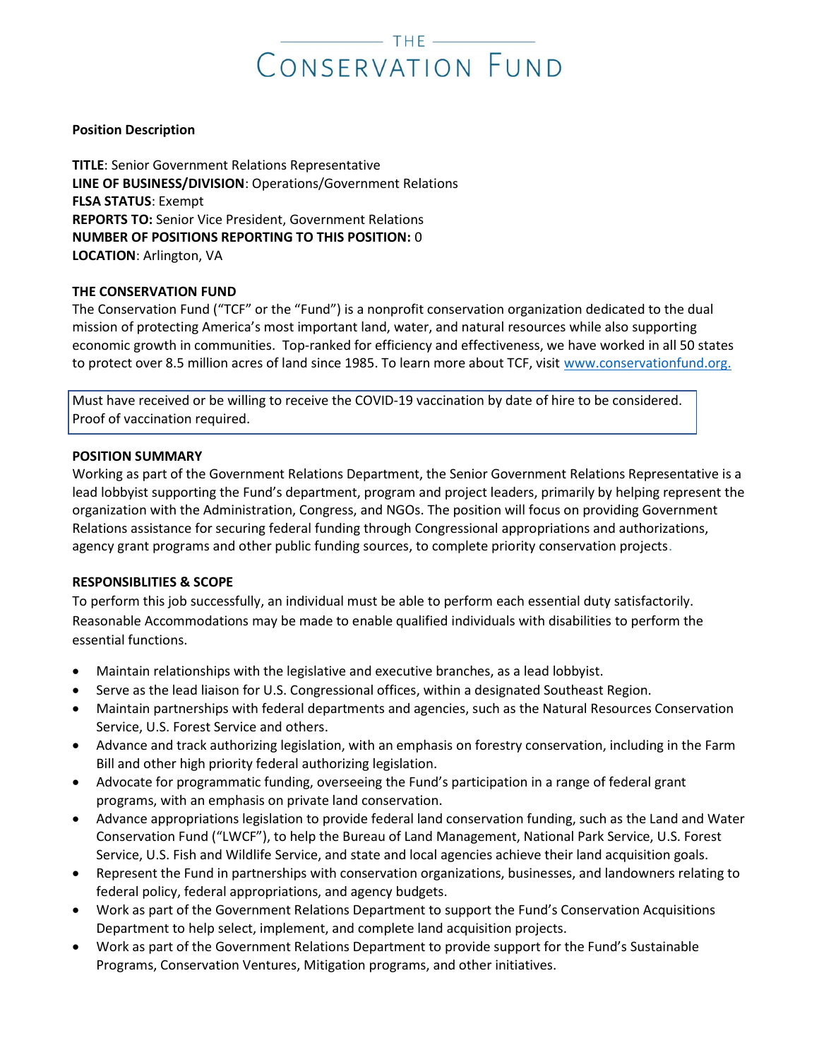THE CONSERVATION FUND

**Position Description**

**TITLE**: Senior Government Relations Representative
**LINE OF BUSINESS/DIVISION**: Operations/Government Relations
**FLSA STATUS**: Exempt
**REPORTS TO:** Senior Vice President, Government Relations
**NUMBER OF POSITIONS REPORTING TO THIS POSITION:** 0
**LOCATION**: Arlington, VA

**THE CONSERVATION FUND**

The Conservation Fund ("TCF" or the "Fund") is a nonprofit conservation organization dedicated to the dual mission of protecting America's most important land, water, and natural resources while also supporting economic growth in communities. Top-ranked for efficiency and effectiveness, we have worked in all 50 states to protect over 8.5 million acres of land since 1985. To learn more about TCF, visit www.conservationfund.org.

Must have received or be willing to receive the COVID-19 vaccination by date of hire to be considered. Proof of vaccination required.

**POSITION SUMMARY**

Working as part of the Government Relations Department, the Senior Government Relations Representative is a lead lobbyist supporting the Fund's department, program and project leaders, primarily by helping represent the organization with the Administration, Congress, and NGOs. The position will focus on providing Government Relations assistance for securing federal funding through Congressional appropriations and authorizations, agency grant programs and other public funding sources, to complete priority conservation projects.

**RESPONSIBLITIES & SCOPE**

To perform this job successfully, an individual must be able to perform each essential duty satisfactorily. Reasonable Accommodations may be made to enable qualified individuals with disabilities to perform the essential functions.

- Maintain relationships with the legislative and executive branches, as a lead lobbyist.
- Serve as the lead liaison for U.S. Congressional offices, within a designated Southeast Region.
- Maintain partnerships with federal departments and agencies, such as the Natural Resources Conservation Service, U.S. Forest Service and others.
- Advance and track authorizing legislation, with an emphasis on forestry conservation, including in the Farm Bill and other high priority federal authorizing legislation.
- Advocate for programmatic funding, overseeing the Fund's participation in a range of federal grant programs, with an emphasis on private land conservation.
- Advance appropriations legislation to provide federal land conservation funding, such as the Land and Water Conservation Fund ("LWCF"), to help the Bureau of Land Management, National Park Service, U.S. Forest Service, U.S. Fish and Wildlife Service, and state and local agencies achieve their land acquisition goals.
- Represent the Fund in partnerships with conservation organizations, businesses, and landowners relating to federal policy, federal appropriations, and agency budgets.
- Work as part of the Government Relations Department to support the Fund's Conservation Acquisitions Department to help select, implement, and complete land acquisition projects.
- Work as part of the Government Relations Department to provide support for the Fund's Sustainable Programs, Conservation Ventures, Mitigation programs, and other initiatives.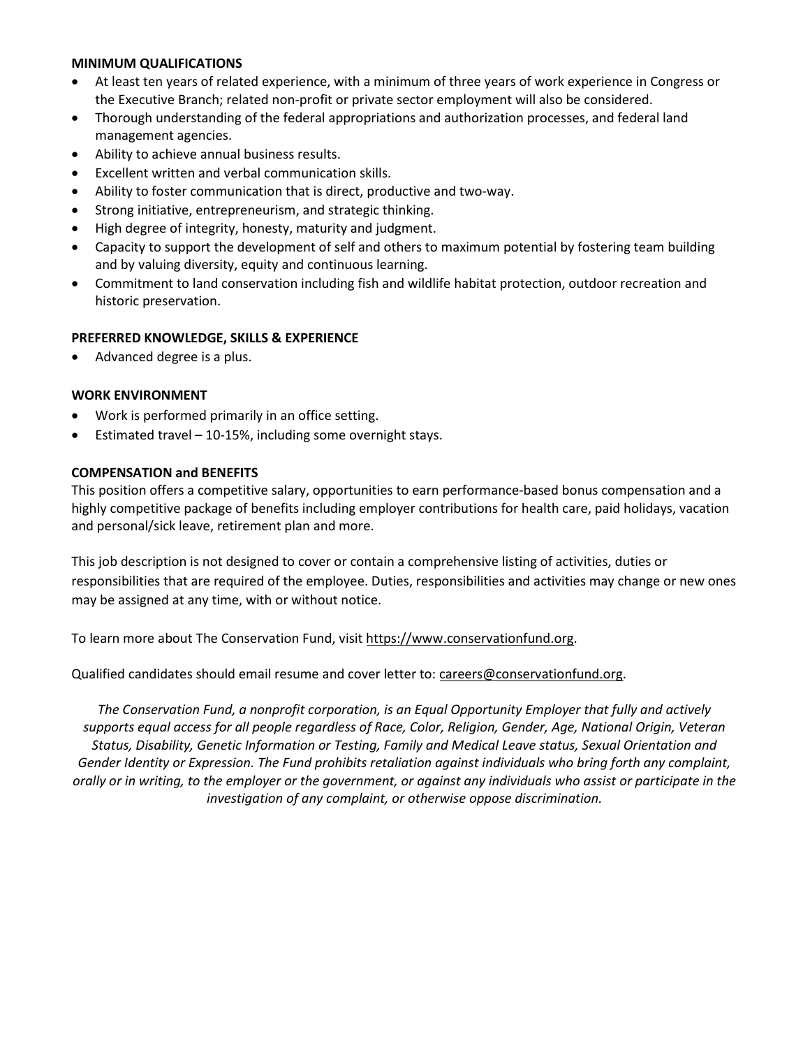**MINIMUM QUALIFICATIONS**

- At least ten years of related experience, with a minimum of three years of work experience in Congress or the Executive Branch; related non-profit or private sector employment will also be considered.
- Thorough understanding of the federal appropriations and authorization processes, and federal land management agencies.
- Ability to achieve annual business results.
- Excellent written and verbal communication skills.
- Ability to foster communication that is direct, productive and two-way.
- Strong initiative, entrepreneurism, and strategic thinking.
- High degree of integrity, honesty, maturity and judgment.
- Capacity to support the development of self and others to maximum potential by fostering team building and by valuing diversity, equity and continuous learning.
- Commitment to land conservation including fish and wildlife habitat protection, outdoor recreation and historic preservation.

**PREFERRED KNOWLEDGE, SKILLS & EXPERIENCE**

- Advanced degree is a plus.

**WORK ENVIRONMENT**

- Work is performed primarily in an office setting.
- Estimated travel – 10-15%, including some overnight stays.

**COMPENSATION and BENEFITS**

This position offers a competitive salary, opportunities to earn performance-based bonus compensation and a highly competitive package of benefits including employer contributions for health care, paid holidays, vacation and personal/sick leave, retirement plan and more.

This job description is not designed to cover or contain a comprehensive listing of activities, duties or responsibilities that are required of the employee. Duties, responsibilities and activities may change or new ones may be assigned at any time, with or without notice.

To learn more about The Conservation Fund, visit https://www.conservationfund.org.

Qualified candidates should email resume and cover letter to: careers@conservationfund.org.

*The Conservation Fund, a nonprofit corporation, is an Equal Opportunity Employer that fully and actively supports equal access for all people regardless of Race, Color, Religion, Gender, Age, National Origin, Veteran Status, Disability, Genetic Information or Testing, Family and Medical Leave status, Sexual Orientation and Gender Identity or Expression. The Fund prohibits retaliation against individuals who bring forth any complaint, orally or in writing, to the employer or the government, or against any individuals who assist or participate in the investigation of any complaint, or otherwise oppose discrimination.*